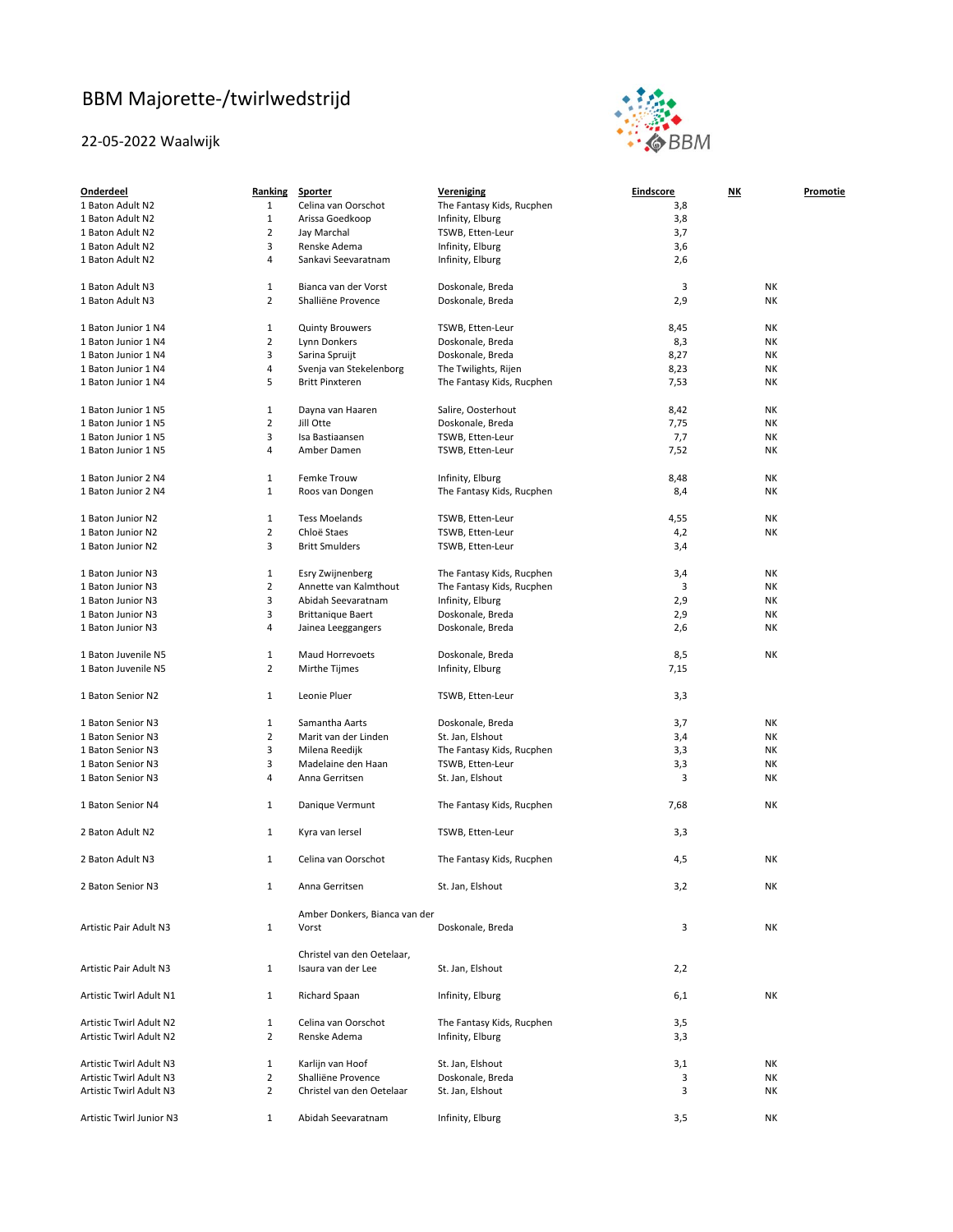# BBM Majorette-/twirlwedstrijd

## 22-05-2022 Waalwijk

| Onderdeel | Ranking | Sporter | Vereniging | Eindscore | NK | Promotie |
|---|---|---|---|---|---|---|
| 1 Baton Adult N2 | 1 | Celina van Oorschot | The Fantasy Kids, Rucphen | 3,8 | | |
| 1 Baton Adult N2 | 1 | Arissa Goedkoop | Infinity, Elburg | 3,8 | | |
| 1 Baton Adult N2 | 2 | Jay Marchal | TSWB, Etten-Leur | 3,7 | | |
| 1 Baton Adult N2 | 3 | Renske Adema | Infinity, Elburg | 3,6 | | |
| 1 Baton Adult N2 | 4 | Sankavi Seevaratnam | Infinity, Elburg | 2,6 | | |
| 1 Baton Adult N3 | 1 | Bianca van der Vorst | Doskonale, Breda | 3 | NK | |
| 1 Baton Adult N3 | 2 | Shalliëne Provence | Doskonale, Breda | 2,9 | NK | |
| 1 Baton Junior 1 N4 | 1 | Quinty Brouwers | TSWB, Etten-Leur | 8,45 | NK | |
| 1 Baton Junior 1 N4 | 2 | Lynn Donkers | Doskonale, Breda | 8,3 | NK | |
| 1 Baton Junior 1 N4 | 3 | Sarina Spruijt | Doskonale, Breda | 8,27 | NK | |
| 1 Baton Junior 1 N4 | 4 | Svenja van Stekelenborg | The Twilights, Rijen | 8,23 | NK | |
| 1 Baton Junior 1 N4 | 5 | Britt Pinxteren | The Fantasy Kids, Rucphen | 7,53 | NK | |
| 1 Baton Junior 1 N5 | 1 | Dayna van Haaren | Salire, Oosterhout | 8,42 | NK | |
| 1 Baton Junior 1 N5 | 2 | Jill Otte | Doskonale, Breda | 7,75 | NK | |
| 1 Baton Junior 1 N5 | 3 | Isa Bastiaansen | TSWB, Etten-Leur | 7,7 | NK | |
| 1 Baton Junior 1 N5 | 4 | Amber Damen | TSWB, Etten-Leur | 7,52 | NK | |
| 1 Baton Junior 2 N4 | 1 | Femke Trouw | Infinity, Elburg | 8,48 | NK | |
| 1 Baton Junior 2 N4 | 1 | Roos van Dongen | The Fantasy Kids, Rucphen | 8,4 | NK | |
| 1 Baton Junior N2 | 1 | Tess Moelands | TSWB, Etten-Leur | 4,55 | NK | |
| 1 Baton Junior N2 | 2 | Chloë Staes | TSWB, Etten-Leur | 4,2 | NK | |
| 1 Baton Junior N2 | 3 | Britt Smulders | TSWB, Etten-Leur | 3,4 | | |
| 1 Baton Junior N3 | 1 | Esry Zwijnenberg | The Fantasy Kids, Rucphen | 3,4 | NK | |
| 1 Baton Junior N3 | 2 | Annette van Kalmthout | The Fantasy Kids, Rucphen | 3 | NK | |
| 1 Baton Junior N3 | 3 | Abidah Seevaratnam | Infinity, Elburg | 2,9 | NK | |
| 1 Baton Junior N3 | 3 | Brittanique Baert | Doskonale, Breda | 2,9 | NK | |
| 1 Baton Junior N3 | 4 | Jainea Leeggangers | Doskonale, Breda | 2,6 | NK | |
| 1 Baton Juvenile N5 | 1 | Maud Horrevoets | Doskonale, Breda | 8,5 | NK | |
| 1 Baton Juvenile N5 | 2 | Mirthe Tijmes | Infinity, Elburg | 7,15 | | |
| 1 Baton Senior N2 | 1 | Leonie Pluer | TSWB, Etten-Leur | 3,3 | | |
| 1 Baton Senior N3 | 1 | Samantha Aarts | Doskonale, Breda | 3,7 | NK | |
| 1 Baton Senior N3 | 2 | Marit van der Linden | St. Jan, Elshout | 3,4 | NK | |
| 1 Baton Senior N3 | 3 | Milena Reedijk | The Fantasy Kids, Rucphen | 3,3 | NK | |
| 1 Baton Senior N3 | 3 | Madelaine den Haan | TSWB, Etten-Leur | 3,3 | NK | |
| 1 Baton Senior N3 | 4 | Anna Gerritsen | St. Jan, Elshout | 3 | NK | |
| 1 Baton Senior N4 | 1 | Danique Vermunt | The Fantasy Kids, Rucphen | 7,68 | NK | |
| 2 Baton Adult N2 | 1 | Kyra van Iersel | TSWB, Etten-Leur | 3,3 | | |
| 2 Baton Adult N3 | 1 | Celina van Oorschot | The Fantasy Kids, Rucphen | 4,5 | NK | |
| 2 Baton Senior N3 | 1 | Anna Gerritsen | St. Jan, Elshout | 3,2 | NK | |
| Artistic Pair Adult N3 | 1 | Amber Donkers, Bianca van der Vorst | Doskonale, Breda | 3 | NK | |
| Artistic Pair Adult N3 | 1 | Christel van den Oetelaar, Isaura van der Lee | St. Jan, Elshout | 2,2 | | |
| Artistic Twirl Adult N1 | 1 | Richard Spaan | Infinity, Elburg | 6,1 | NK | |
| Artistic Twirl Adult N2 | 1 | Celina van Oorschot | The Fantasy Kids, Rucphen | 3,5 | | |
| Artistic Twirl Adult N2 | 2 | Renske Adema | Infinity, Elburg | 3,3 | | |
| Artistic Twirl Adult N3 | 1 | Karlijn van Hoof | St. Jan, Elshout | 3,1 | NK | |
| Artistic Twirl Adult N3 | 2 | Shalliëne Provence | Doskonale, Breda | 3 | NK | |
| Artistic Twirl Adult N3 | 2 | Christel van den Oetelaar | St. Jan, Elshout | 3 | NK | |
| Artistic Twirl Junior N3 | 1 | Abidah Seevaratnam | Infinity, Elburg | 3,5 | NK | |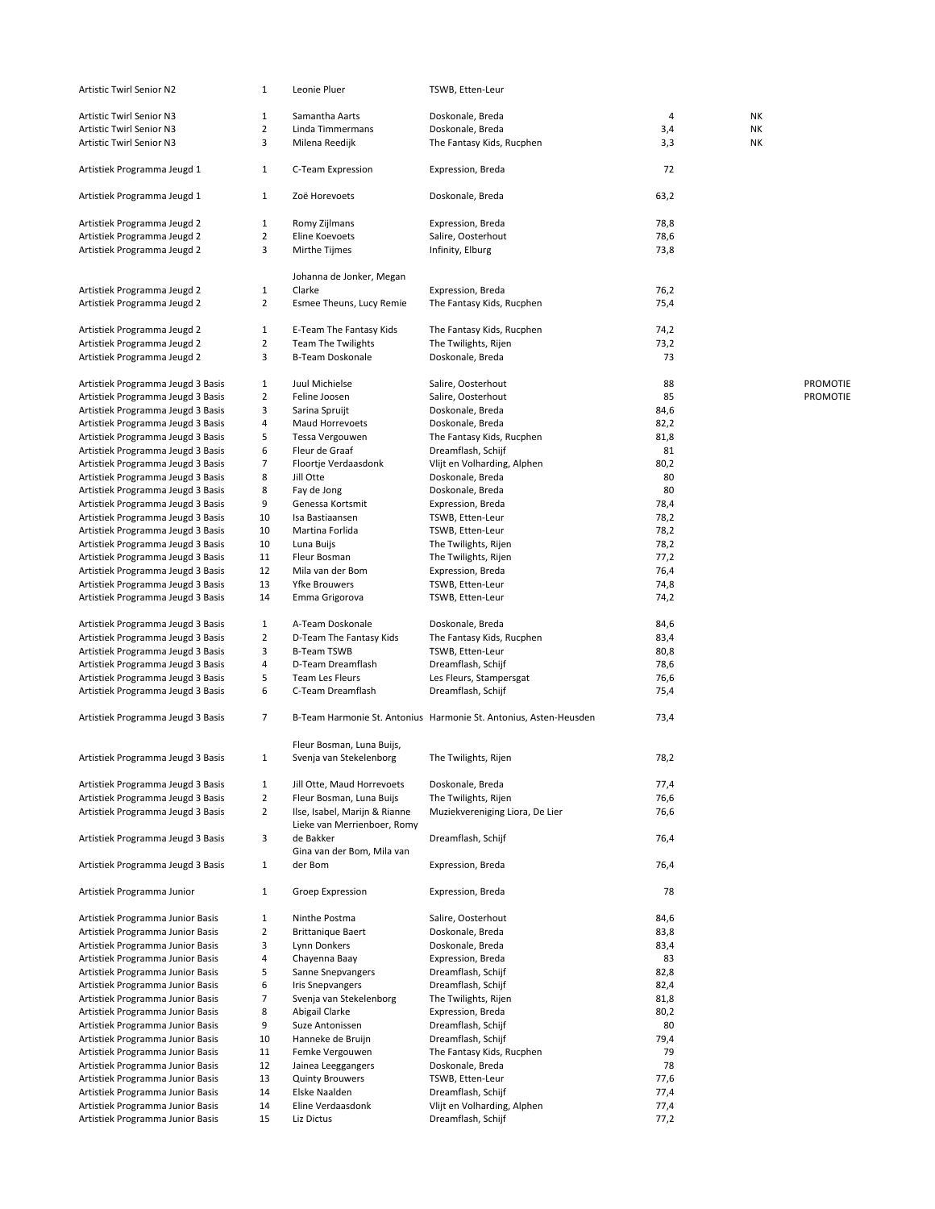| | | | | | | |
|---|---|---|---|---|---|---|
| Artistic Twirl Senior N2 | 1 | Leonie Pluer | TSWB, Etten-Leur | | | |
| Artistic Twirl Senior N3 | 1 | Samantha Aarts | Doskonale, Breda | 4 | NK | |
| Artistic Twirl Senior N3 | 2 | Linda Timmermans | Doskonale, Breda | 3,4 | NK | |
| Artistic Twirl Senior N3 | 3 | Milena Reedijk | The Fantasy Kids, Rucphen | 3,3 | NK | |
| Artistiek Programma Jeugd 1 | 1 | C-Team Expression | Expression, Breda | 72 | | |
| Artistiek Programma Jeugd 1 | 1 | Zoë Horevoets | Doskonale, Breda | 63,2 | | |
| Artistiek Programma Jeugd 2 | 1 | Romy Zijlmans | Expression, Breda | 78,8 | | |
| Artistiek Programma Jeugd 2 | 2 | Eline Koevoets | Salire, Oosterhout | 78,6 | | |
| Artistiek Programma Jeugd 2 | 3 | Mirthe Tijmes | Infinity, Elburg | 73,8 | | |
| Artistiek Programma Jeugd 2 | 1 | Johanna de Jonker, Megan Clarke | Expression, Breda | 76,2 | | |
| Artistiek Programma Jeugd 2 | 2 | Esmee Theuns, Lucy Remie | The Fantasy Kids, Rucphen | 75,4 | | |
| Artistiek Programma Jeugd 2 | 1 | E-Team The Fantasy Kids | The Fantasy Kids, Rucphen | 74,2 | | |
| Artistiek Programma Jeugd 2 | 2 | Team The Twilights | The Twilights, Rijen | 73,2 | | |
| Artistiek Programma Jeugd 2 | 3 | B-Team Doskonale | Doskonale, Breda | 73 | | |
| Artistiek Programma Jeugd 3 Basis | 1 | Juul Michielse | Salire, Oosterhout | 88 | | PROMOTIE |
| Artistiek Programma Jeugd 3 Basis | 2 | Feline Joosen | Salire, Oosterhout | 85 | | PROMOTIE |
| Artistiek Programma Jeugd 3 Basis | 3 | Sarina Spruijt | Doskonale, Breda | 84,6 | | |
| Artistiek Programma Jeugd 3 Basis | 4 | Maud Horrevoets | Doskonale, Breda | 82,2 | | |
| Artistiek Programma Jeugd 3 Basis | 5 | Tessa Vergouwen | The Fantasy Kids, Rucphen | 81,8 | | |
| Artistiek Programma Jeugd 3 Basis | 6 | Fleur de Graaf | Dreamflash, Schijf | 81 | | |
| Artistiek Programma Jeugd 3 Basis | 7 | Floortje Verdaasdonk | Vlijt en Volharding, Alphen | 80,2 | | |
| Artistiek Programma Jeugd 3 Basis | 8 | Jill Otte | Doskonale, Breda | 80 | | |
| Artistiek Programma Jeugd 3 Basis | 8 | Fay de Jong | Doskonale, Breda | 80 | | |
| Artistiek Programma Jeugd 3 Basis | 9 | Genessa Kortsmit | Expression, Breda | 78,4 | | |
| Artistiek Programma Jeugd 3 Basis | 10 | Isa Bastiaansen | TSWB, Etten-Leur | 78,2 | | |
| Artistiek Programma Jeugd 3 Basis | 10 | Martina Forlida | TSWB, Etten-Leur | 78,2 | | |
| Artistiek Programma Jeugd 3 Basis | 10 | Luna Buijs | The Twilights, Rijen | 78,2 | | |
| Artistiek Programma Jeugd 3 Basis | 11 | Fleur Bosman | The Twilights, Rijen | 77,2 | | |
| Artistiek Programma Jeugd 3 Basis | 12 | Mila van der Bom | Expression, Breda | 76,4 | | |
| Artistiek Programma Jeugd 3 Basis | 13 | Yfke Brouwers | TSWB, Etten-Leur | 74,8 | | |
| Artistiek Programma Jeugd 3 Basis | 14 | Emma Grigorova | TSWB, Etten-Leur | 74,2 | | |
| Artistiek Programma Jeugd 3 Basis | 1 | A-Team Doskonale | Doskonale, Breda | 84,6 | | |
| Artistiek Programma Jeugd 3 Basis | 2 | D-Team The Fantasy Kids | The Fantasy Kids, Rucphen | 83,4 | | |
| Artistiek Programma Jeugd 3 Basis | 3 | B-Team TSWB | TSWB, Etten-Leur | 80,8 | | |
| Artistiek Programma Jeugd 3 Basis | 4 | D-Team Dreamflash | Dreamflash, Schijf | 78,6 | | |
| Artistiek Programma Jeugd 3 Basis | 5 | Team Les Fleurs | Les Fleurs, Stampersgat | 76,6 | | |
| Artistiek Programma Jeugd 3 Basis | 6 | C-Team Dreamflash | Dreamflash, Schijf | 75,4 | | |
| Artistiek Programma Jeugd 3 Basis | 7 | B-Team Harmonie St. Antonius | Harmonie St. Antonius, Asten-Heusden | 73,4 | | |
| Artistiek Programma Jeugd 3 Basis | 1 | Fleur Bosman, Luna Buijs, Svenja van Stekelenborg | The Twilights, Rijen | 78,2 | | |
| Artistiek Programma Jeugd 3 Basis | 1 | Jill Otte, Maud Horrevoets | Doskonale, Breda | 77,4 | | |
| Artistiek Programma Jeugd 3 Basis | 2 | Fleur Bosman, Luna Buijs | The Twilights, Rijen | 76,6 | | |
| Artistiek Programma Jeugd 3 Basis | 2 | Ilse, Isabel, Marijn & Rianne | Muziekvereniging Liora, De Lier | 76,6 | | |
| Artistiek Programma Jeugd 3 Basis | 3 | Lieke van Merrienboer, Romy de Bakker | Dreamflash, Schijf | 76,4 | | |
| Artistiek Programma Jeugd 3 Basis | 1 | Gina van der Bom, Mila van der Bom | Expression, Breda | 76,4 | | |
| Artistiek Programma Junior | 1 | Groep Expression | Expression, Breda | 78 | | |
| Artistiek Programma Junior Basis | 1 | Ninthe Postma | Salire, Oosterhout | 84,6 | | |
| Artistiek Programma Junior Basis | 2 | Brittanique Baert | Doskonale, Breda | 83,8 | | |
| Artistiek Programma Junior Basis | 3 | Lynn Donkers | Doskonale, Breda | 83,4 | | |
| Artistiek Programma Junior Basis | 4 | Chayenna Baay | Expression, Breda | 83 | | |
| Artistiek Programma Junior Basis | 5 | Sanne Snepvangers | Dreamflash, Schijf | 82,8 | | |
| Artistiek Programma Junior Basis | 6 | Iris Snepvangers | Dreamflash, Schijf | 82,4 | | |
| Artistiek Programma Junior Basis | 7 | Svenja van Stekelenborg | The Twilights, Rijen | 81,8 | | |
| Artistiek Programma Junior Basis | 8 | Abigail Clarke | Expression, Breda | 80,2 | | |
| Artistiek Programma Junior Basis | 9 | Suze Antonissen | Dreamflash, Schijf | 80 | | |
| Artistiek Programma Junior Basis | 10 | Hanneke de Bruijn | Dreamflash, Schijf | 79,4 | | |
| Artistiek Programma Junior Basis | 11 | Femke Vergouwen | The Fantasy Kids, Rucphen | 79 | | |
| Artistiek Programma Junior Basis | 12 | Jainea Leeggangers | Doskonale, Breda | 78 | | |
| Artistiek Programma Junior Basis | 13 | Quinty Brouwers | TSWB, Etten-Leur | 77,6 | | |
| Artistiek Programma Junior Basis | 14 | Elske Naalden | Dreamflash, Schijf | 77,4 | | |
| Artistiek Programma Junior Basis | 14 | Eline Verdaasdonk | Vlijt en Volharding, Alphen | 77,4 | | |
| Artistiek Programma Junior Basis | 15 | Liz Dictus | Dreamflash, Schijf | 77,2 | | |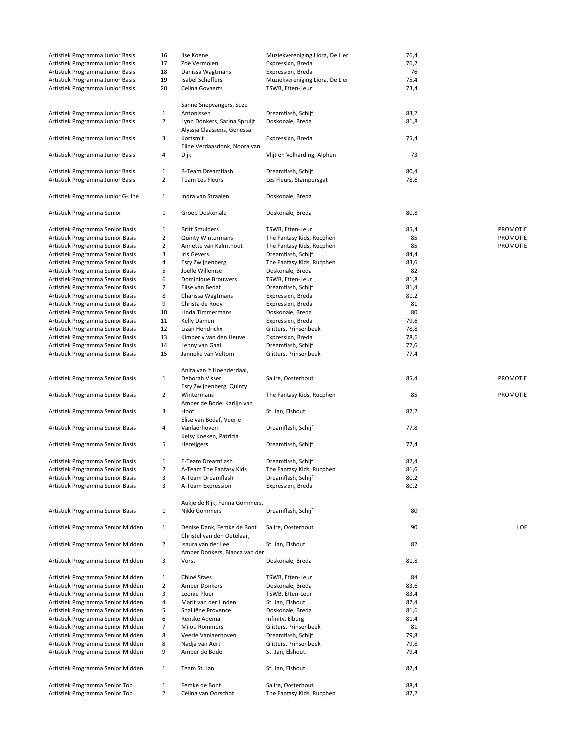| | | | | | |
|---|---|---|---|---|---|
| Artistiek Programma Junior Basis | 16 | Ilse Koene | Muziekvereniging Liora, De Lier | 76,4 | |
| Artistiek Programma Junior Basis | 17 | Zoë Vermolen | Expression, Breda | 76,2 | |
| Artistiek Programma Junior Basis | 18 | Danissa Wagtmans | Expression, Breda | 76 | |
| Artistiek Programma Junior Basis | 19 | Isabel Scheffers | Muziekvereniging Liora, De Lier | 75,4 | |
| Artistiek Programma Junior Basis | 20 | Celina Govaerts | TSWB, Etten-Leur | 73,4 | |
| | | | | | |
| Artistiek Programma Junior Basis | 1 | Sanne Snepvangers, Suze Antonissen | Dreamflash, Schijf | 83,2 | |
| Artistiek Programma Junior Basis | 2 | Lynn Donkers, Sarina Spruijt | Doskonale, Breda | 81,8 | |
| Artistiek Programma Junior Basis | 3 | Alyssia Claassens, Genessa Kortsmit | Expression, Breda | 75,4 | |
| Artistiek Programma Junior Basis | 4 | Eline Verdaasdonk, Noora van Dijk | Vlijt en Volharding, Alphen | 73 | |
| | | | | | |
| Artistiek Programma Junior Basis | 1 | B-Team Dreamflash | Dreamflash, Schijf | 80,4 | |
| Artistiek Programma Junior Basis | 2 | Team Les Fleurs | Les Fleurs, Stampersgat | 78,6 | |
| | | | | | |
| Artistiek Programma Junior G-Line | 1 | Indra van Straalen | Doskonale, Breda | | |
| | | | | | |
| Artistiek Programma Senior | 1 | Groep Doskonale | Doskonale, Breda | 80,8 | |
| | | | | | |
| Artistiek Programma Senior Basis | 1 | Britt Smulders | TSWB, Etten-Leur | 85,4 | PROMOTIE |
| Artistiek Programma Senior Basis | 2 | Quinty Wintermans | The Fantasy Kids, Rucphen | 85 | PROMOTIE |
| Artistiek Programma Senior Basis | 2 | Annette van Kalmthout | The Fantasy Kids, Rucphen | 85 | PROMOTIE |
| Artistiek Programma Senior Basis | 3 | Iris Gevers | Dreamflash, Schijf | 84,4 | |
| Artistiek Programma Senior Basis | 4 | Esry Zwijnenberg | The Fantasy Kids, Rucphen | 83,6 | |
| Artistiek Programma Senior Basis | 5 | Joëlle Willemse | Doskonale, Breda | 82 | |
| Artistiek Programma Senior Basis | 6 | Dominique Brouwers | TSWB, Etten-Leur | 81,8 | |
| Artistiek Programma Senior Basis | 7 | Elise van Bedaf | Dreamflash, Schijf | 81,4 | |
| Artistiek Programma Senior Basis | 8 | Charissa Wagtmans | Expression, Breda | 81,2 | |
| Artistiek Programma Senior Basis | 9 | Christa de Rooy | Expression, Breda | 81 | |
| Artistiek Programma Senior Basis | 10 | Linda Timmermans | Doskonale, Breda | 80 | |
| Artistiek Programma Senior Basis | 11 | Kelly Damen | Expression, Breda | 79,6 | |
| Artistiek Programma Senior Basis | 12 | Lizan Hendrickx | Glitters, Prinsenbeek | 78,8 | |
| Artistiek Programma Senior Basis | 13 | Kimberly van den Heuvel | Expression, Breda | 78,6 | |
| Artistiek Programma Senior Basis | 14 | Lenny van Gaal | Dreamflash, Schijf | 77,6 | |
| Artistiek Programma Senior Basis | 15 | Janneke van Veltom | Glitters, Prinsenbeek | 77,4 | |
| | | | | | |
| Artistiek Programma Senior Basis | 1 | Anita van 't Hoenderdaal, Deborah Visser | Salire, Oosterhout | 85,4 | PROMOTIE |
| Artistiek Programma Senior Basis | 2 | Esry Zwijnenberg, Quinty Wintermans | The Fantasy Kids, Rucphen | 85 | PROMOTIE |
| Artistiek Programma Senior Basis | 3 | Amber de Bode, Karlijn van Hoof | St. Jan, Elshout | 82,2 | |
| Artistiek Programma Senior Basis | 4 | Elise van Bedaf, Veerle Vanlaerhoven | Dreamflash, Schijf | 77,8 | |
| Artistiek Programma Senior Basis | 5 | Kelsy Koeken, Patricia Hereijgers | Dreamflash, Schijf | 77,4 | |
| | | | | | |
| Artistiek Programma Senior Basis | 1 | E-Team Dreamflash | Dreamflash, Schijf | 82,4 | |
| Artistiek Programma Senior Basis | 2 | A-Team The Fantasy Kids | The Fantasy Kids, Rucphen | 81,6 | |
| Artistiek Programma Senior Basis | 3 | A-Team Dreamflash | Dreamflash, Schijf | 80,2 | |
| Artistiek Programma Senior Basis | 3 | A-Team Expression | Expression, Breda | 80,2 | |
| | | | | | |
| Artistiek Programma Senior Basis | 1 | Aukje de Rijk, Fenna Gommers, Nikki Gommers | Dreamflash, Schijf | 80 | |
| | | | | | |
| Artistiek Programma Senior Midden | 1 | Denise Dank, Femke de Bont | Salire, Oosterhout | 90 | LOF |
| Artistiek Programma Senior Midden | 2 | Christel van den Oetelaar, Isaura van der Lee | St. Jan, Elshout | 82 | |
| Artistiek Programma Senior Midden | 3 | Amber Donkers, Bianca van der Vorst | Doskonale, Breda | 81,8 | |
| | | | | | |
| Artistiek Programma Senior Midden | 1 | Chloë Staes | TSWB, Etten-Leur | 84 | |
| Artistiek Programma Senior Midden | 2 | Amber Donkers | Doskonale, Breda | 83,6 | |
| Artistiek Programma Senior Midden | 3 | Leonie Pluer | TSWB, Etten-Leur | 83,4 | |
| Artistiek Programma Senior Midden | 4 | Marit van der Linden | St. Jan, Elshout | 82,4 | |
| Artistiek Programma Senior Midden | 5 | Shalliëne Provence | Doskonale, Breda | 81,6 | |
| Artistiek Programma Senior Midden | 6 | Renske Adema | Infinity, Elburg | 81,4 | |
| Artistiek Programma Senior Midden | 7 | Milou Rommers | Glitters, Prinsenbeek | 81 | |
| Artistiek Programma Senior Midden | 8 | Veerle Vanlaerhoven | Dreamflash, Schijf | 79,8 | |
| Artistiek Programma Senior Midden | 8 | Nadja van Aert | Glitters, Prinsenbeek | 79,8 | |
| Artistiek Programma Senior Midden | 9 | Amber de Bode | St. Jan, Elshout | 79,4 | |
| | | | | | |
| Artistiek Programma Senior Midden | 1 | Team St. Jan | St. Jan, Elshout | 82,4 | |
| | | | | | |
| Artistiek Programma Senior Top | 1 | Femke de Bont | Salire, Oosterhout | 88,4 | |
| Artistiek Programma Senior Top | 2 | Celina van Oorschot | The Fantasy Kids, Rucphen | 87,2 | |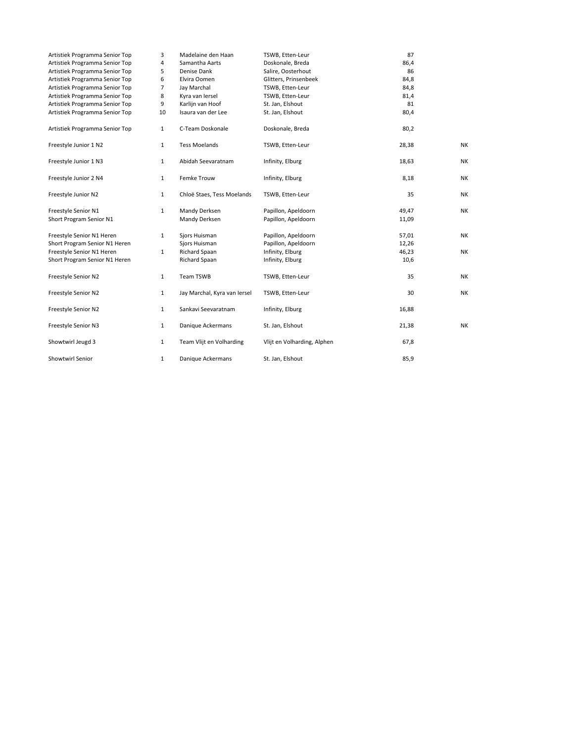| | | | | | |
|---|---|---|---|---|---|
| Artistiek Programma Senior Top | 3 | Madelaine den Haan | TSWB, Etten-Leur | 87 | |
| Artistiek Programma Senior Top | 4 | Samantha Aarts | Doskonale, Breda | 86,4 | |
| Artistiek Programma Senior Top | 5 | Denise Dank | Salire, Oosterhout | 86 | |
| Artistiek Programma Senior Top | 6 | Elvira Oomen | Glitters, Prinsenbeek | 84,8 | |
| Artistiek Programma Senior Top | 7 | Jay Marchal | TSWB, Etten-Leur | 84,8 | |
| Artistiek Programma Senior Top | 8 | Kyra van Iersel | TSWB, Etten-Leur | 81,4 | |
| Artistiek Programma Senior Top | 9 | Karlijn van Hoof | St. Jan, Elshout | 81 | |
| Artistiek Programma Senior Top | 10 | Isaura van der Lee | St. Jan, Elshout | 80,4 | |
| Artistiek Programma Senior Top | 1 | C-Team Doskonale | Doskonale, Breda | 80,2 | |
| Freestyle Junior 1 N2 | 1 | Tess Moelands | TSWB, Etten-Leur | 28,38 | NK |
| Freestyle Junior 1 N3 | 1 | Abidah Seevaratnam | Infinity, Elburg | 18,63 | NK |
| Freestyle Junior 2 N4 | 1 | Femke Trouw | Infinity, Elburg | 8,18 | NK |
| Freestyle Junior N2 | 1 | Chloë Staes, Tess Moelands | TSWB, Etten-Leur | 35 | NK |
| Freestyle Senior N1 | 1 | Mandy Derksen | Papillon, Apeldoorn | 49,47 | NK |
| Short Program Senior N1 | | Mandy Derksen | Papillon, Apeldoorn | 11,09 | |
| Freestyle Senior N1 Heren | 1 | Sjors Huisman | Papillon, Apeldoorn | 57,01 | NK |
| Short Program Senior N1 Heren | | Sjors Huisman | Papillon, Apeldoorn | 12,26 | |
| Freestyle Senior N1 Heren | 1 | Richard Spaan | Infinity, Elburg | 46,23 | NK |
| Short Program Senior N1 Heren | | Richard Spaan | Infinity, Elburg | 10,6 | |
| Freestyle Senior N2 | 1 | Team TSWB | TSWB, Etten-Leur | 35 | NK |
| Freestyle Senior N2 | 1 | Jay Marchal, Kyra van Iersel | TSWB, Etten-Leur | 30 | NK |
| Freestyle Senior N2 | 1 | Sankavi Seevaratnam | Infinity, Elburg | 16,88 | |
| Freestyle Senior N3 | 1 | Danique Ackermans | St. Jan, Elshout | 21,38 | NK |
| Showtwirl Jeugd 3 | 1 | Team Vlijt en Volharding | Vlijt en Volharding, Alphen | 67,8 | |
| Showtwirl Senior | 1 | Danique Ackermans | St. Jan, Elshout | 85,9 | |